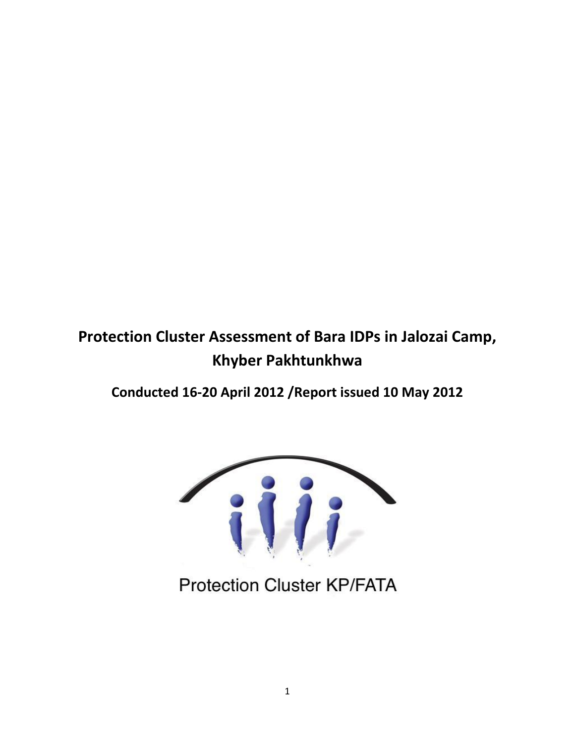# Protection Cluster Assessment of Bara IDPs in Jalozai Camp, Khyber Pakhtunkhwa

**Conducted 16-20 April 2012 /Report issued 10 May 2012**

Protection Cluster KP/FATA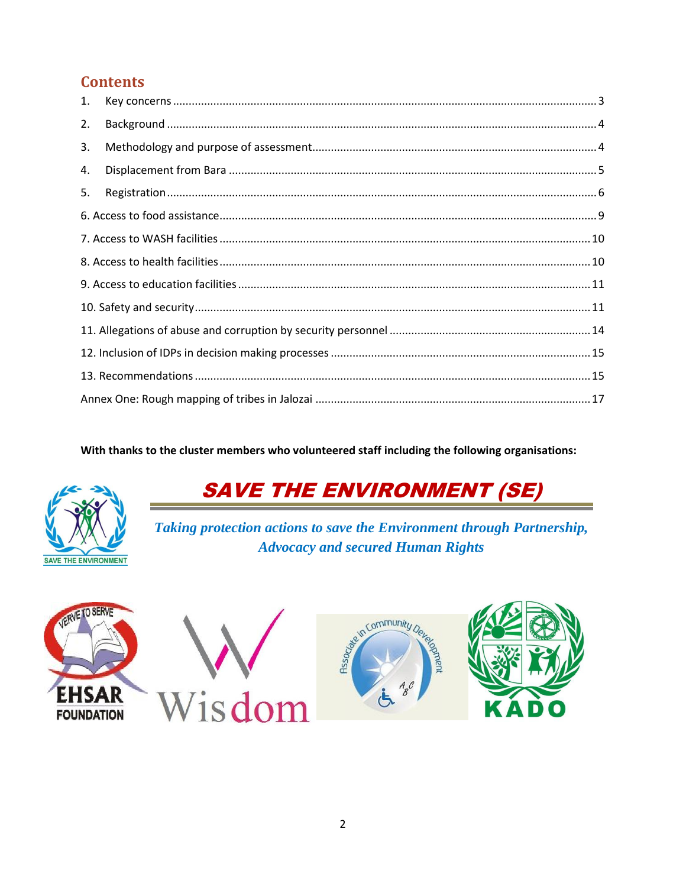## Contents

1. Key concerns ........................................................................................................................ 3
2. Background ......................................................................................................................... 4
3. Methodology and purpose of assessment ........................................................................... 4
4. Displacement from Bara ...................................................................................................... 5
5. Registration ......................................................................................................................... 6

6. Access to food assistance ........................................................................................................ 9
7. Access to WASH facilities ..................................................................................................... 10
8. Access to health facilities ...................................................................................................... 10
9. Access to education facilities ................................................................................................ 11
10. Safety and security ............................................................................................................. 11
11. Allegations of abuse and corruption by security personnel ................................................ 14
12. Inclusion of IDPs in decision making processes ................................................................... 15
13. Recommendations .............................................................................................................. 15
Annex One: Rough mapping of tribes in Jalozai ....................................................................... 17

**With thanks to the cluster members who volunteered staff including the following organisations:**

SAVE THE ENVIRONMENT (SE)

*Taking protection actions to save the Environment through Partnership, Advocacy and secured Human Rights*

EHSAR FOUNDATION

Wisdom

Associate in Community Development

KADO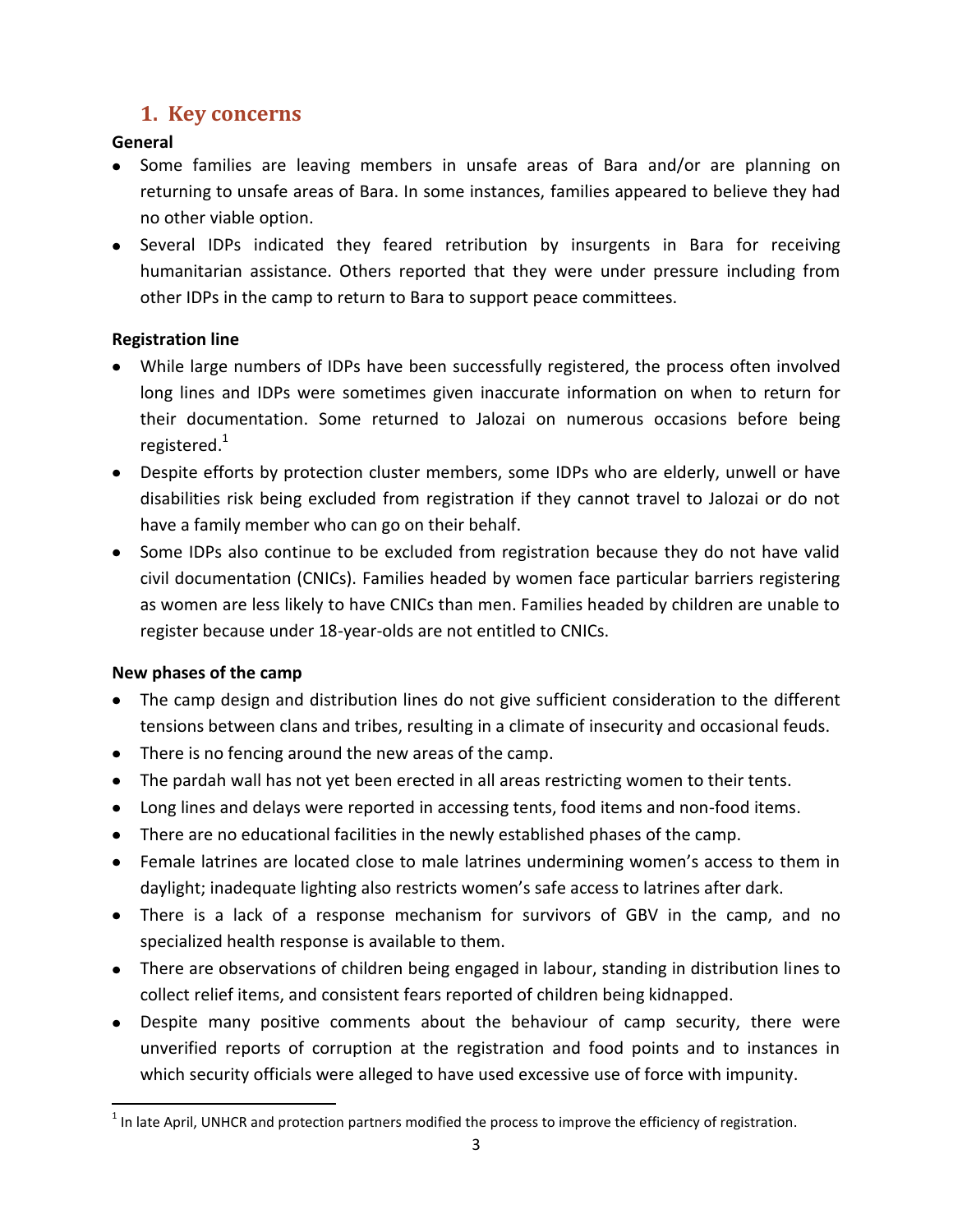## 1. Key concerns

**General**

- Some families are leaving members in unsafe areas of Bara and/or are planning on returning to unsafe areas of Bara. In some instances, families appeared to believe they had no other viable option.
- Several IDPs indicated they feared retribution by insurgents in Bara for receiving humanitarian assistance. Others reported that they were under pressure including from other IDPs in the camp to return to Bara to support peace committees.

**Registration line**

- While large numbers of IDPs have been successfully registered, the process often involved long lines and IDPs were sometimes given inaccurate information on when to return for their documentation. Some returned to Jalozai on numerous occasions before being registered.[1]
- Despite efforts by protection cluster members, some IDPs who are elderly, unwell or have disabilities risk being excluded from registration if they cannot travel to Jalozai or do not have a family member who can go on their behalf.
- Some IDPs also continue to be excluded from registration because they do not have valid civil documentation (CNICs). Families headed by women face particular barriers registering as women are less likely to have CNICs than men. Families headed by children are unable to register because under 18-year-olds are not entitled to CNICs.

**New phases of the camp**

- The camp design and distribution lines do not give sufficient consideration to the different tensions between clans and tribes, resulting in a climate of insecurity and occasional feuds.
- There is no fencing around the new areas of the camp.
- The pardah wall has not yet been erected in all areas restricting women to their tents.
- Long lines and delays were reported in accessing tents, food items and non-food items.
- There are no educational facilities in the newly established phases of the camp.
- Female latrines are located close to male latrines undermining women's access to them in daylight; inadequate lighting also restricts women's safe access to latrines after dark.
- There is a lack of a response mechanism for survivors of GBV in the camp, and no specialized health response is available to them.
- There are observations of children being engaged in labour, standing in distribution lines to collect relief items, and consistent fears reported of children being kidnapped.
- Despite many positive comments about the behaviour of camp security, there were unverified reports of corruption at the registration and food points and to instances in which security officials were alleged to have used excessive use of force with impunity.

---

[1] In late April, UNHCR and protection partners modified the process to improve the efficiency of registration.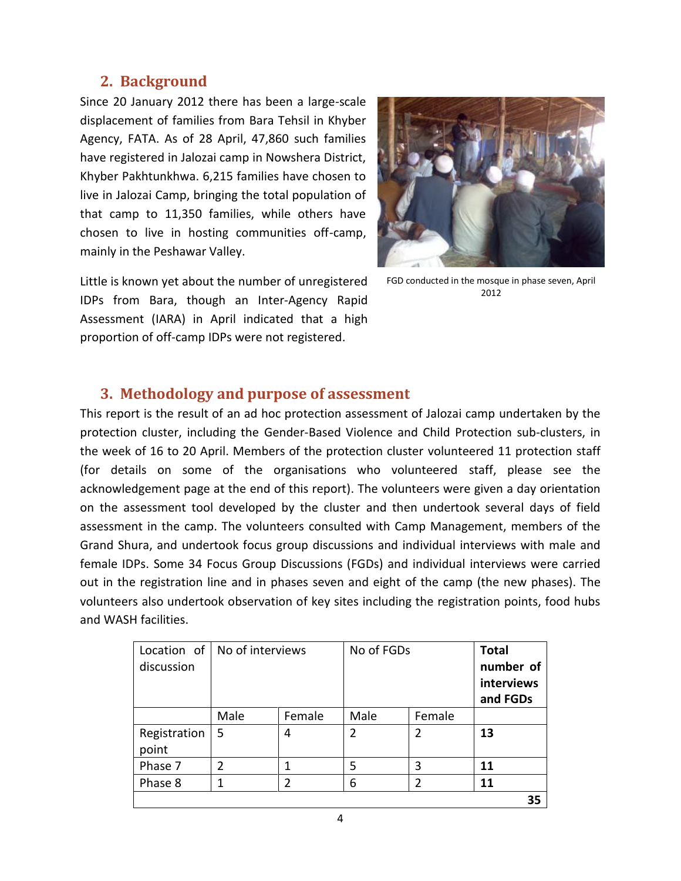## 2. Background

Since 20 January 2012 there has been a large-scale displacement of families from Bara Tehsil in Khyber Agency, FATA. As of 28 April, 47,860 such families have registered in Jalozai camp in Nowshera District, Khyber Pakhtunkhwa. 6,215 families have chosen to live in Jalozai Camp, bringing the total population of that camp to 11,350 families, while others have chosen to live in hosting communities off-camp, mainly in the Peshawar Valley.

FGD conducted in the mosque in phase seven, April 2012

Little is known yet about the number of unregistered IDPs from Bara, though an Inter-Agency Rapid Assessment (IARA) in April indicated that a high proportion of off-camp IDPs were not registered.

## 3. Methodology and purpose of assessment

This report is the result of an ad hoc protection assessment of Jalozai camp undertaken by the protection cluster, including the Gender-Based Violence and Child Protection sub-clusters, in the week of 16 to 20 April. Members of the protection cluster volunteered 11 protection staff (for details on some of the organisations who volunteered staff, please see the acknowledgement page at the end of this report). The volunteers were given a day orientation on the assessment tool developed by the cluster and then undertook several days of field assessment in the camp. The volunteers consulted with Camp Management, members of the Grand Shura, and undertook focus group discussions and individual interviews with male and female IDPs. Some 34 Focus Group Discussions (FGDs) and individual interviews were carried out in the registration line and in phases seven and eight of the camp (the new phases). The volunteers also undertook observation of key sites including the registration points, food hubs and WASH facilities.

| Location of discussion | No of interviews | | No of FGDs | | **Total number of interviews and FGDs** |
|---|---|---|---|---|---|
| | Male | Female | Male | Female | |
| Registration point | 5 | 4 | 2 | 2 | **13** |
| Phase 7 | 2 | 1 | 5 | 3 | **11** |
| Phase 8 | 1 | 2 | 6 | 2 | **11** |
| | | | | | **35** |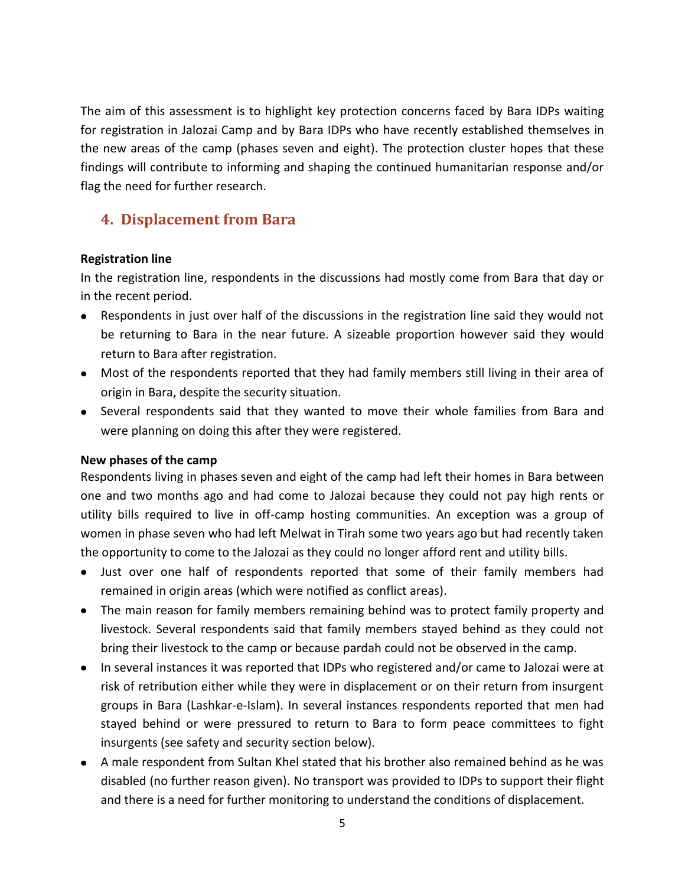The aim of this assessment is to highlight key protection concerns faced by Bara IDPs waiting for registration in Jalozai Camp and by Bara IDPs who have recently established themselves in the new areas of the camp (phases seven and eight). The protection cluster hopes that these findings will contribute to informing and shaping the continued humanitarian response and/or flag the need for further research.

## 4. Displacement from Bara

**Registration line**

In the registration line, respondents in the discussions had mostly come from Bara that day or in the recent period.

- Respondents in just over half of the discussions in the registration line said they would not be returning to Bara in the near future. A sizeable proportion however said they would return to Bara after registration.
- Most of the respondents reported that they had family members still living in their area of origin in Bara, despite the security situation.
- Several respondents said that they wanted to move their whole families from Bara and were planning on doing this after they were registered.

**New phases of the camp**

Respondents living in phases seven and eight of the camp had left their homes in Bara between one and two months ago and had come to Jalozai because they could not pay high rents or utility bills required to live in off-camp hosting communities. An exception was a group of women in phase seven who had left Melwat in Tirah some two years ago but had recently taken the opportunity to come to the Jalozai as they could no longer afford rent and utility bills.

- Just over one half of respondents reported that some of their family members had remained in origin areas (which were notified as conflict areas).
- The main reason for family members remaining behind was to protect family property and livestock. Several respondents said that family members stayed behind as they could not bring their livestock to the camp or because pardah could not be observed in the camp.
- In several instances it was reported that IDPs who registered and/or came to Jalozai were at risk of retribution either while they were in displacement or on their return from insurgent groups in Bara (Lashkar-e-Islam). In several instances respondents reported that men had stayed behind or were pressured to return to Bara to form peace committees to fight insurgents (see safety and security section below).
- A male respondent from Sultan Khel stated that his brother also remained behind as he was disabled (no further reason given). No transport was provided to IDPs to support their flight and there is a need for further monitoring to understand the conditions of displacement.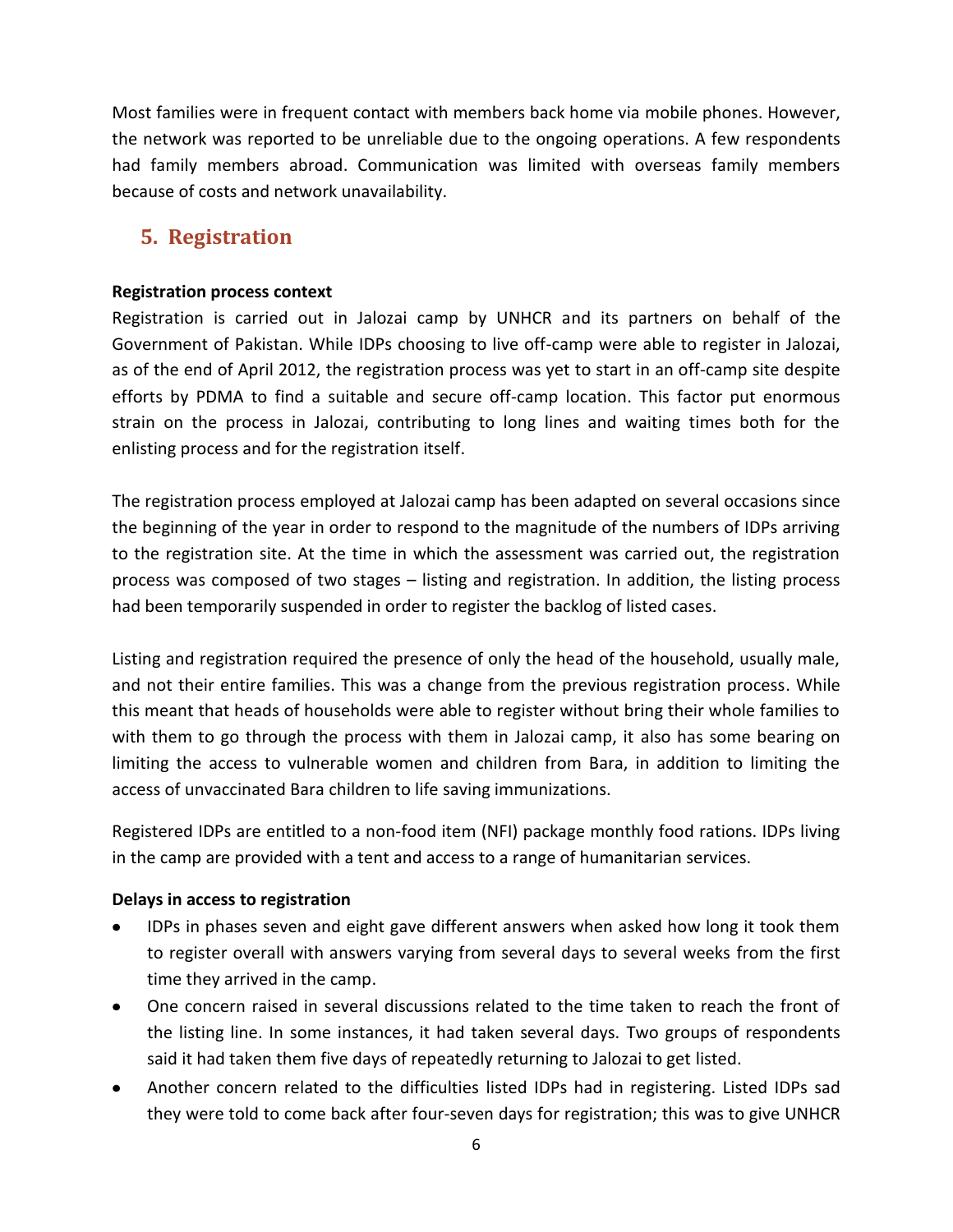Most families were in frequent contact with members back home via mobile phones. However, the network was reported to be unreliable due to the ongoing operations. A few respondents had family members abroad. Communication was limited with overseas family members because of costs and network unavailability.

## 5. Registration

**Registration process context**

Registration is carried out in Jalozai camp by UNHCR and its partners on behalf of the Government of Pakistan. While IDPs choosing to live off-camp were able to register in Jalozai, as of the end of April 2012, the registration process was yet to start in an off-camp site despite efforts by PDMA to find a suitable and secure off-camp location. This factor put enormous strain on the process in Jalozai, contributing to long lines and waiting times both for the enlisting process and for the registration itself.

The registration process employed at Jalozai camp has been adapted on several occasions since the beginning of the year in order to respond to the magnitude of the numbers of IDPs arriving to the registration site. At the time in which the assessment was carried out, the registration process was composed of two stages – listing and registration. In addition, the listing process had been temporarily suspended in order to register the backlog of listed cases.

Listing and registration required the presence of only the head of the household, usually male, and not their entire families. This was a change from the previous registration process. While this meant that heads of households were able to register without bring their whole families to with them to go through the process with them in Jalozai camp, it also has some bearing on limiting the access to vulnerable women and children from Bara, in addition to limiting the access of unvaccinated Bara children to life saving immunizations.

Registered IDPs are entitled to a non-food item (NFI) package monthly food rations. IDPs living in the camp are provided with a tent and access to a range of humanitarian services.

**Delays in access to registration**

- IDPs in phases seven and eight gave different answers when asked how long it took them to register overall with answers varying from several days to several weeks from the first time they arrived in the camp.
- One concern raised in several discussions related to the time taken to reach the front of the listing line. In some instances, it had taken several days. Two groups of respondents said it had taken them five days of repeatedly returning to Jalozai to get listed.
- Another concern related to the difficulties listed IDPs had in registering. Listed IDPs sad they were told to come back after four-seven days for registration; this was to give UNHCR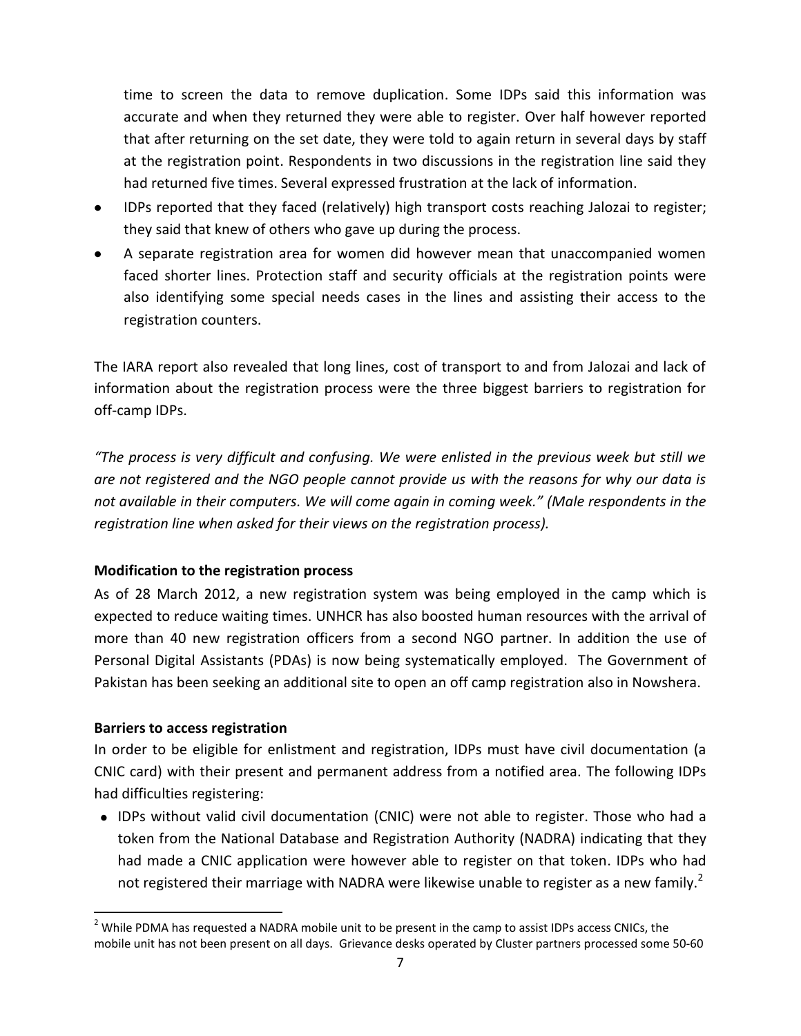time to screen the data to remove duplication. Some IDPs said this information was accurate and when they returned they were able to register. Over half however reported that after returning on the set date, they were told to again return in several days by staff at the registration point. Respondents in two discussions in the registration line said they had returned five times. Several expressed frustration at the lack of information.

- IDPs reported that they faced (relatively) high transport costs reaching Jalozai to register; they said that knew of others who gave up during the process.
- A separate registration area for women did however mean that unaccompanied women faced shorter lines. Protection staff and security officials at the registration points were also identifying some special needs cases in the lines and assisting their access to the registration counters.

The IARA report also revealed that long lines, cost of transport to and from Jalozai and lack of information about the registration process were the three biggest barriers to registration for off-camp IDPs.

*"The process is very difficult and confusing. We were enlisted in the previous week but still we are not registered and the NGO people cannot provide us with the reasons for why our data is not available in their computers. We will come again in coming week." (Male respondents in the registration line when asked for their views on the registration process).*

**Modification to the registration process**

As of 28 March 2012, a new registration system was being employed in the camp which is expected to reduce waiting times. UNHCR has also boosted human resources with the arrival of more than 40 new registration officers from a second NGO partner. In addition the use of Personal Digital Assistants (PDAs) is now being systematically employed. The Government of Pakistan has been seeking an additional site to open an off camp registration also in Nowshera.

**Barriers to access registration**

In order to be eligible for enlistment and registration, IDPs must have civil documentation (a CNIC card) with their present and permanent address from a notified area. The following IDPs had difficulties registering:

- IDPs without valid civil documentation (CNIC) were not able to register. Those who had a token from the National Database and Registration Authority (NADRA) indicating that they had made a CNIC application were however able to register on that token. IDPs who had not registered their marriage with NADRA were likewise unable to register as a new family.[2]

[2] While PDMA has requested a NADRA mobile unit to be present in the camp to assist IDPs access CNICs, the mobile unit has not been present on all days. Grievance desks operated by Cluster partners processed some 50-60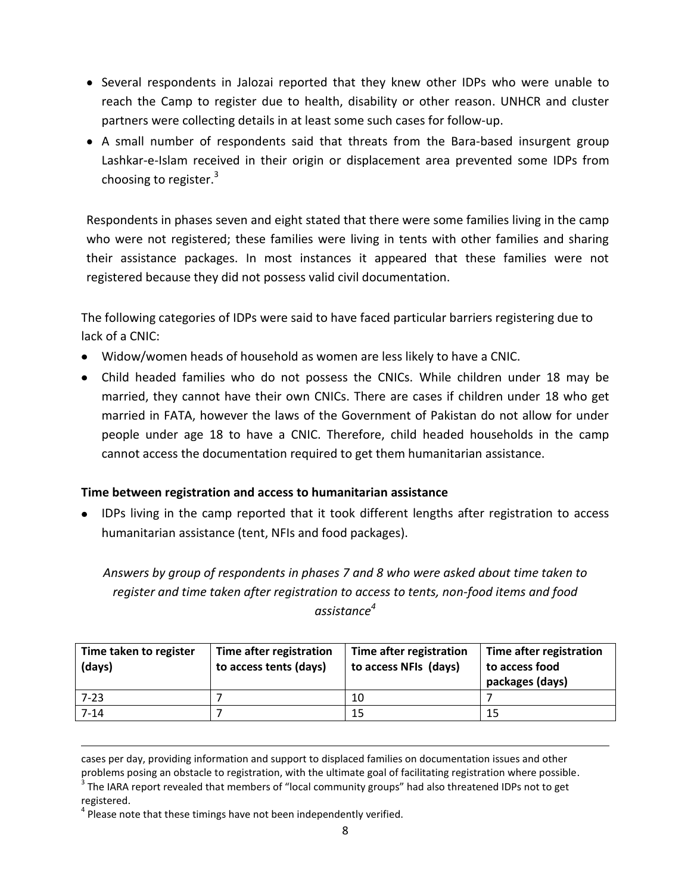- Several respondents in Jalozai reported that they knew other IDPs who were unable to reach the Camp to register due to health, disability or other reason. UNHCR and cluster partners were collecting details in at least some such cases for follow-up.
- A small number of respondents said that threats from the Bara-based insurgent group Lashkar-e-Islam received in their origin or displacement area prevented some IDPs from choosing to register.[3]

Respondents in phases seven and eight stated that there were some families living in the camp who were not registered; these families were living in tents with other families and sharing their assistance packages. In most instances it appeared that these families were not registered because they did not possess valid civil documentation.

The following categories of IDPs were said to have faced particular barriers registering due to lack of a CNIC:

- Widow/women heads of household as women are less likely to have a CNIC.
- Child headed families who do not possess the CNICs. While children under 18 may be married, they cannot have their own CNICs. There are cases if children under 18 who get married in FATA, however the laws of the Government of Pakistan do not allow for under people under age 18 to have a CNIC. Therefore, child headed households in the camp cannot access the documentation required to get them humanitarian assistance.

**Time between registration and access to humanitarian assistance**

- IDPs living in the camp reported that it took different lengths after registration to access humanitarian assistance (tent, NFIs and food packages).

*Answers by group of respondents in phases 7 and 8 who were asked about time taken to register and time taken after registration to access to tents, non-food items and food assistance[4]*

| Time taken to register (days) | Time after registration to access tents (days) | Time after registration to access NFIs (days) | Time after registration to access food packages (days) |
|---|---|---|---|
| 7-23 | 7 | 10 | 7 |
| 7-14 | 7 | 15 | 15 |

cases per day, providing information and support to displaced families on documentation issues and other problems posing an obstacle to registration, with the ultimate goal of facilitating registration where possible.

[3] The IARA report revealed that members of "local community groups" had also threatened IDPs not to get registered.

[4] Please note that these timings have not been independently verified.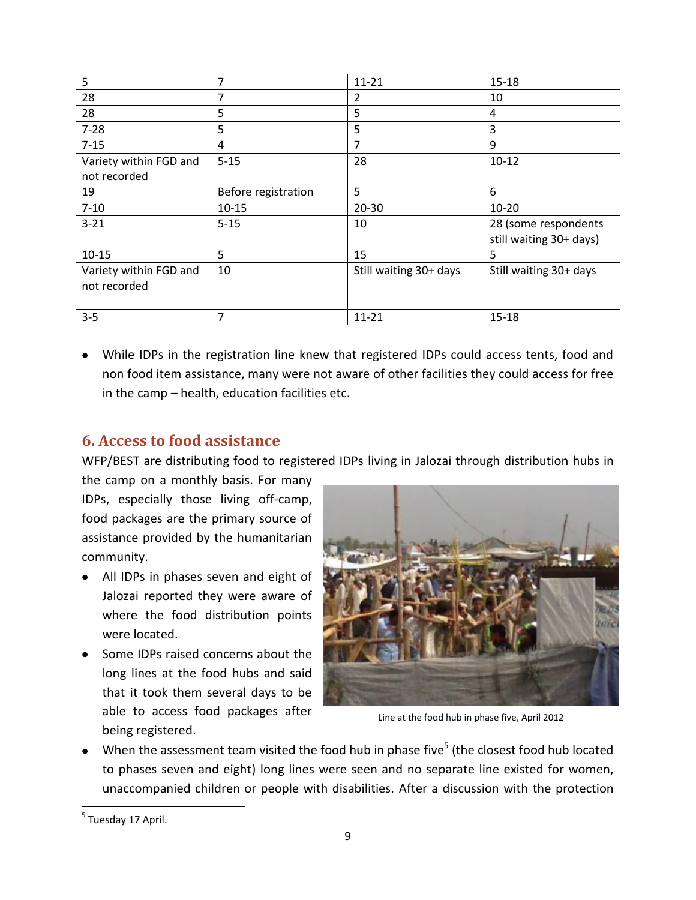| 5 | 7 | 11-21 | 15-18 |
|---|---|---|---|
| 28 | 7 | 2 | 10 |
| 28 | 5 | 5 | 4 |
| 7-28 | 5 | 5 | 3 |
| 7-15 | 4 | 7 | 9 |
| Variety within FGD and not recorded | 5-15 | 28 | 10-12 |
| 19 | Before registration | 5 | 6 |
| 7-10 | 10-15 | 20-30 | 10-20 |
| 3-21 | 5-15 | 10 | 28 (some respondents still waiting 30+ days) |
| 10-15 | 5 | 15 | 5 |
| Variety within FGD and not recorded | 10 | Still waiting 30+ days | Still waiting 30+ days |
| 3-5 | 7 | 11-21 | 15-18 |

- While IDPs in the registration line knew that registered IDPs could access tents, food and non food item assistance, many were not aware of other facilities they could access for free in the camp – health, education facilities etc.

## 6. Access to food assistance

WFP/BEST are distributing food to registered IDPs living in Jalozai through distribution hubs in the camp on a monthly basis. For many IDPs, especially those living off-camp, food packages are the primary source of assistance provided by the humanitarian community.

- All IDPs in phases seven and eight of Jalozai reported they were aware of where the food distribution points were located.
- Some IDPs raised concerns about the long lines at the food hubs and said that it took them several days to be able to access food packages after being registered.

Line at the food hub in phase five, April 2012

- When the assessment team visited the food hub in phase five[5] (the closest food hub located to phases seven and eight) long lines were seen and no separate line existed for women, unaccompanied children or people with disabilities. After a discussion with the protection

[5] Tuesday 17 April.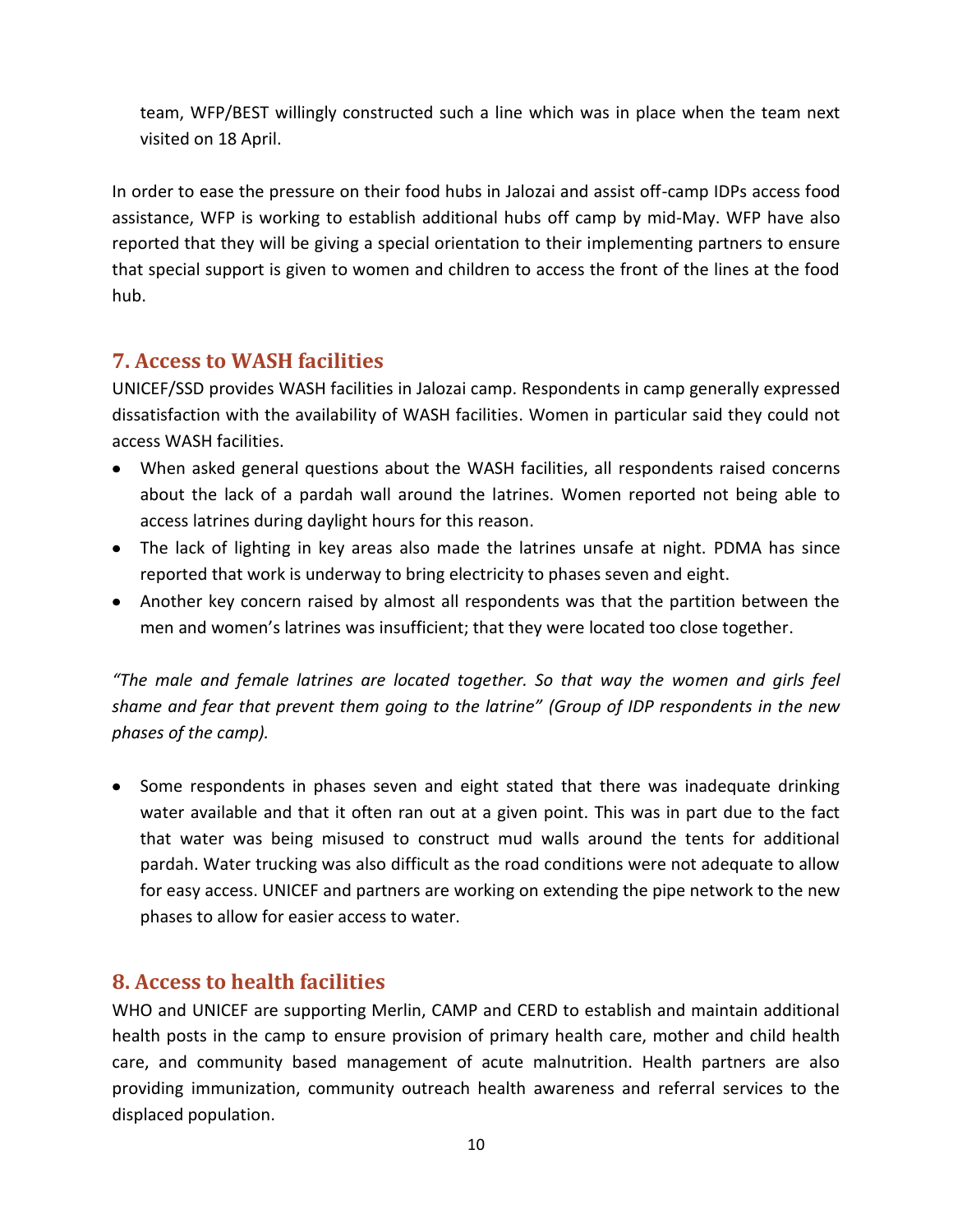team, WFP/BEST willingly constructed such a line which was in place when the team next visited on 18 April.

In order to ease the pressure on their food hubs in Jalozai and assist off-camp IDPs access food assistance, WFP is working to establish additional hubs off camp by mid-May. WFP have also reported that they will be giving a special orientation to their implementing partners to ensure that special support is given to women and children to access the front of the lines at the food hub.

## 7. Access to WASH facilities

UNICEF/SSD provides WASH facilities in Jalozai camp. Respondents in camp generally expressed dissatisfaction with the availability of WASH facilities. Women in particular said they could not access WASH facilities.

- When asked general questions about the WASH facilities, all respondents raised concerns about the lack of a pardah wall around the latrines. Women reported not being able to access latrines during daylight hours for this reason.
- The lack of lighting in key areas also made the latrines unsafe at night. PDMA has since reported that work is underway to bring electricity to phases seven and eight.
- Another key concern raised by almost all respondents was that the partition between the men and women's latrines was insufficient; that they were located too close together.

*"The male and female latrines are located together. So that way the women and girls feel shame and fear that prevent them going to the latrine" (Group of IDP respondents in the new phases of the camp).*

- Some respondents in phases seven and eight stated that there was inadequate drinking water available and that it often ran out at a given point. This was in part due to the fact that water was being misused to construct mud walls around the tents for additional pardah. Water trucking was also difficult as the road conditions were not adequate to allow for easy access. UNICEF and partners are working on extending the pipe network to the new phases to allow for easier access to water.

## 8. Access to health facilities

WHO and UNICEF are supporting Merlin, CAMP and CERD to establish and maintain additional health posts in the camp to ensure provision of primary health care, mother and child health care, and community based management of acute malnutrition. Health partners are also providing immunization, community outreach health awareness and referral services to the displaced population.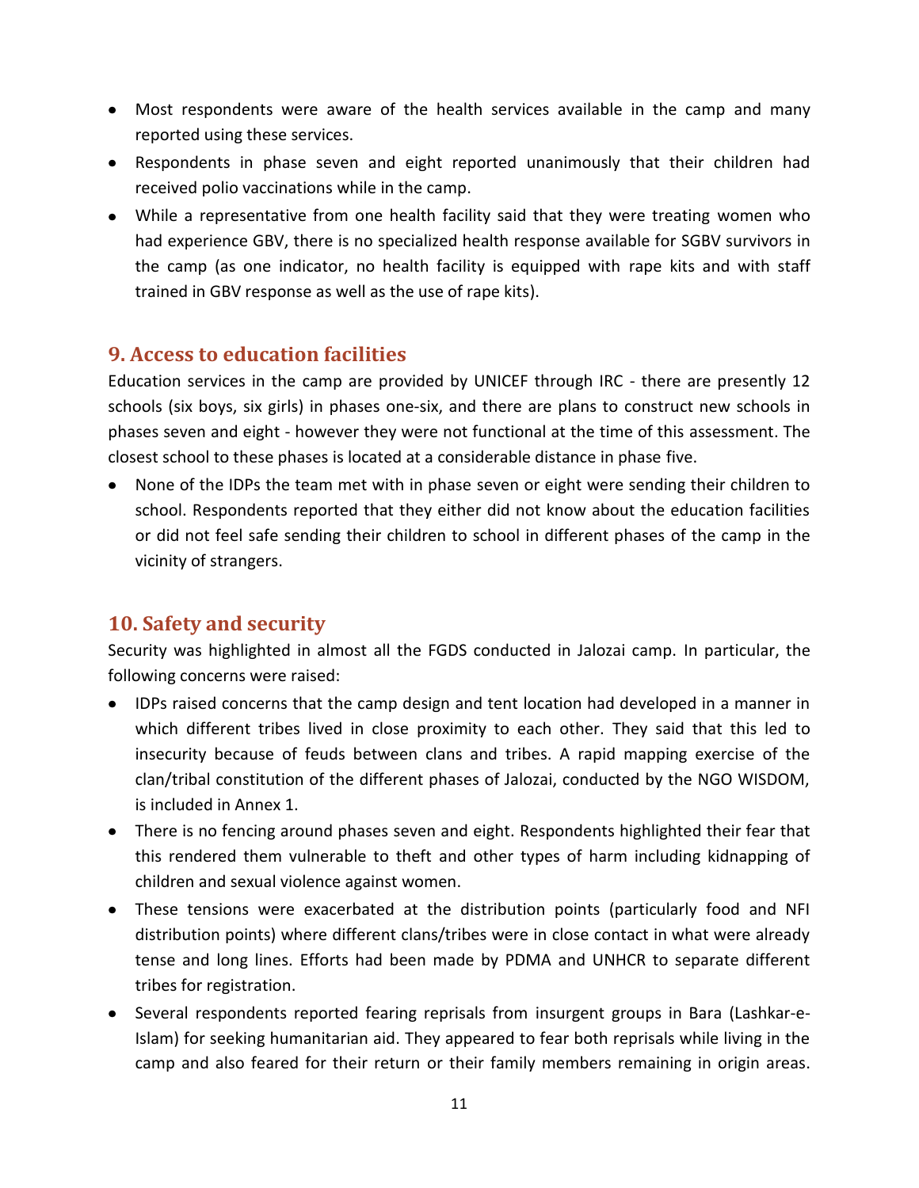- Most respondents were aware of the health services available in the camp and many reported using these services.
- Respondents in phase seven and eight reported unanimously that their children had received polio vaccinations while in the camp.
- While a representative from one health facility said that they were treating women who had experience GBV, there is no specialized health response available for SGBV survivors in the camp (as one indicator, no health facility is equipped with rape kits and with staff trained in GBV response as well as the use of rape kits).

## 9. Access to education facilities

Education services in the camp are provided by UNICEF through IRC - there are presently 12 schools (six boys, six girls) in phases one-six, and there are plans to construct new schools in phases seven and eight - however they were not functional at the time of this assessment. The closest school to these phases is located at a considerable distance in phase five.

- None of the IDPs the team met with in phase seven or eight were sending their children to school. Respondents reported that they either did not know about the education facilities or did not feel safe sending their children to school in different phases of the camp in the vicinity of strangers.

## 10. Safety and security

Security was highlighted in almost all the FGDS conducted in Jalozai camp. In particular, the following concerns were raised:

- IDPs raised concerns that the camp design and tent location had developed in a manner in which different tribes lived in close proximity to each other. They said that this led to insecurity because of feuds between clans and tribes. A rapid mapping exercise of the clan/tribal constitution of the different phases of Jalozai, conducted by the NGO WISDOM, is included in Annex 1.
- There is no fencing around phases seven and eight. Respondents highlighted their fear that this rendered them vulnerable to theft and other types of harm including kidnapping of children and sexual violence against women.
- These tensions were exacerbated at the distribution points (particularly food and NFI distribution points) where different clans/tribes were in close contact in what were already tense and long lines. Efforts had been made by PDMA and UNHCR to separate different tribes for registration.
- Several respondents reported fearing reprisals from insurgent groups in Bara (Lashkar-e-Islam) for seeking humanitarian aid. They appeared to fear both reprisals while living in the camp and also feared for their return or their family members remaining in origin areas.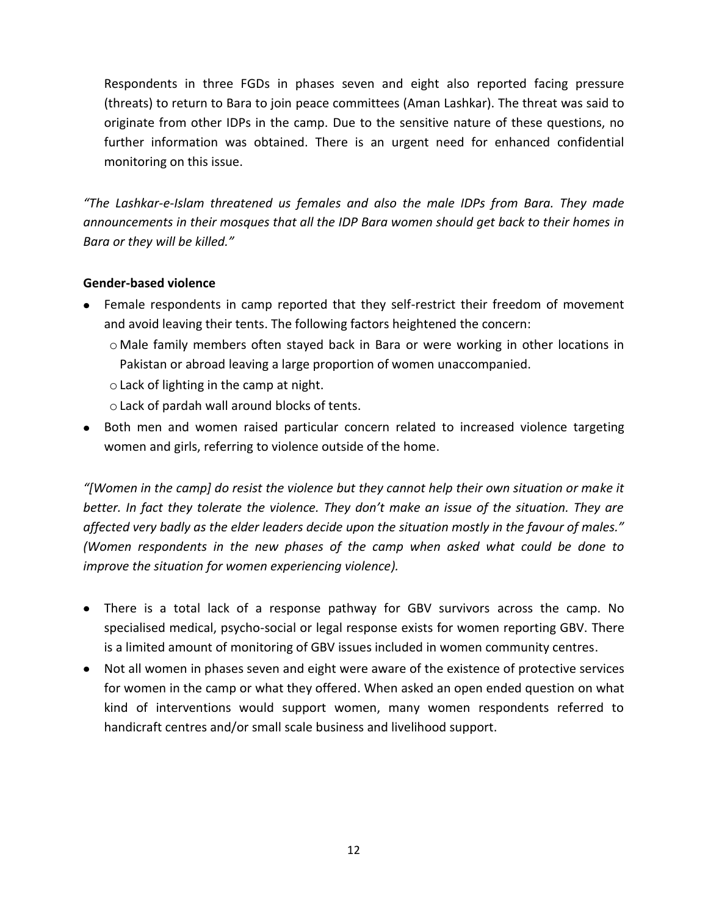Respondents in three FGDs in phases seven and eight also reported facing pressure (threats) to return to Bara to join peace committees (Aman Lashkar). The threat was said to originate from other IDPs in the camp. Due to the sensitive nature of these questions, no further information was obtained. There is an urgent need for enhanced confidential monitoring on this issue.

*"The Lashkar-e-Islam threatened us females and also the male IDPs from Bara. They made announcements in their mosques that all the IDP Bara women should get back to their homes in Bara or they will be killed."*

**Gender-based violence**

- Female respondents in camp reported that they self-restrict their freedom of movement and avoid leaving their tents. The following factors heightened the concern:
  - Male family members often stayed back in Bara or were working in other locations in Pakistan or abroad leaving a large proportion of women unaccompanied.
  - Lack of lighting in the camp at night.
  - Lack of pardah wall around blocks of tents.
- Both men and women raised particular concern related to increased violence targeting women and girls, referring to violence outside of the home.

*"[Women in the camp] do resist the violence but they cannot help their own situation or make it better. In fact they tolerate the violence. They don't make an issue of the situation. They are affected very badly as the elder leaders decide upon the situation mostly in the favour of males." (Women respondents in the new phases of the camp when asked what could be done to improve the situation for women experiencing violence).*

- There is a total lack of a response pathway for GBV survivors across the camp. No specialised medical, psycho-social or legal response exists for women reporting GBV. There is a limited amount of monitoring of GBV issues included in women community centres.
- Not all women in phases seven and eight were aware of the existence of protective services for women in the camp or what they offered. When asked an open ended question on what kind of interventions would support women, many women respondents referred to handicraft centres and/or small scale business and livelihood support.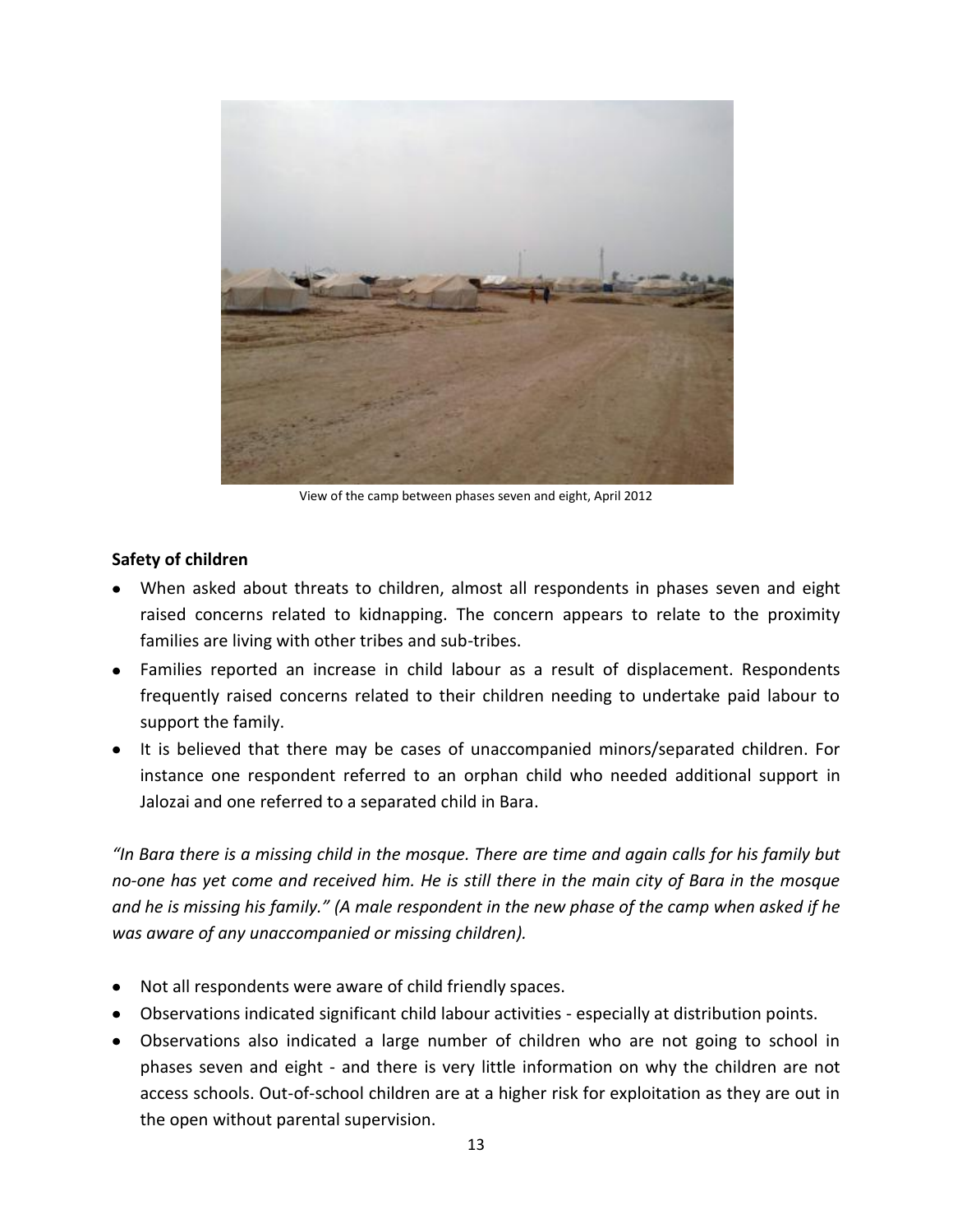View of the camp between phases seven and eight, April 2012

**Safety of children**

- When asked about threats to children, almost all respondents in phases seven and eight raised concerns related to kidnapping. The concern appears to relate to the proximity families are living with other tribes and sub-tribes.
- Families reported an increase in child labour as a result of displacement. Respondents frequently raised concerns related to their children needing to undertake paid labour to support the family.
- It is believed that there may be cases of unaccompanied minors/separated children. For instance one respondent referred to an orphan child who needed additional support in Jalozai and one referred to a separated child in Bara.

*"In Bara there is a missing child in the mosque. There are time and again calls for his family but no-one has yet come and received him. He is still there in the main city of Bara in the mosque and he is missing his family." (A male respondent in the new phase of the camp when asked if he was aware of any unaccompanied or missing children).*

- Not all respondents were aware of child friendly spaces.
- Observations indicated significant child labour activities - especially at distribution points.
- Observations also indicated a large number of children who are not going to school in phases seven and eight - and there is very little information on why the children are not access schools. Out-of-school children are at a higher risk for exploitation as they are out in the open without parental supervision.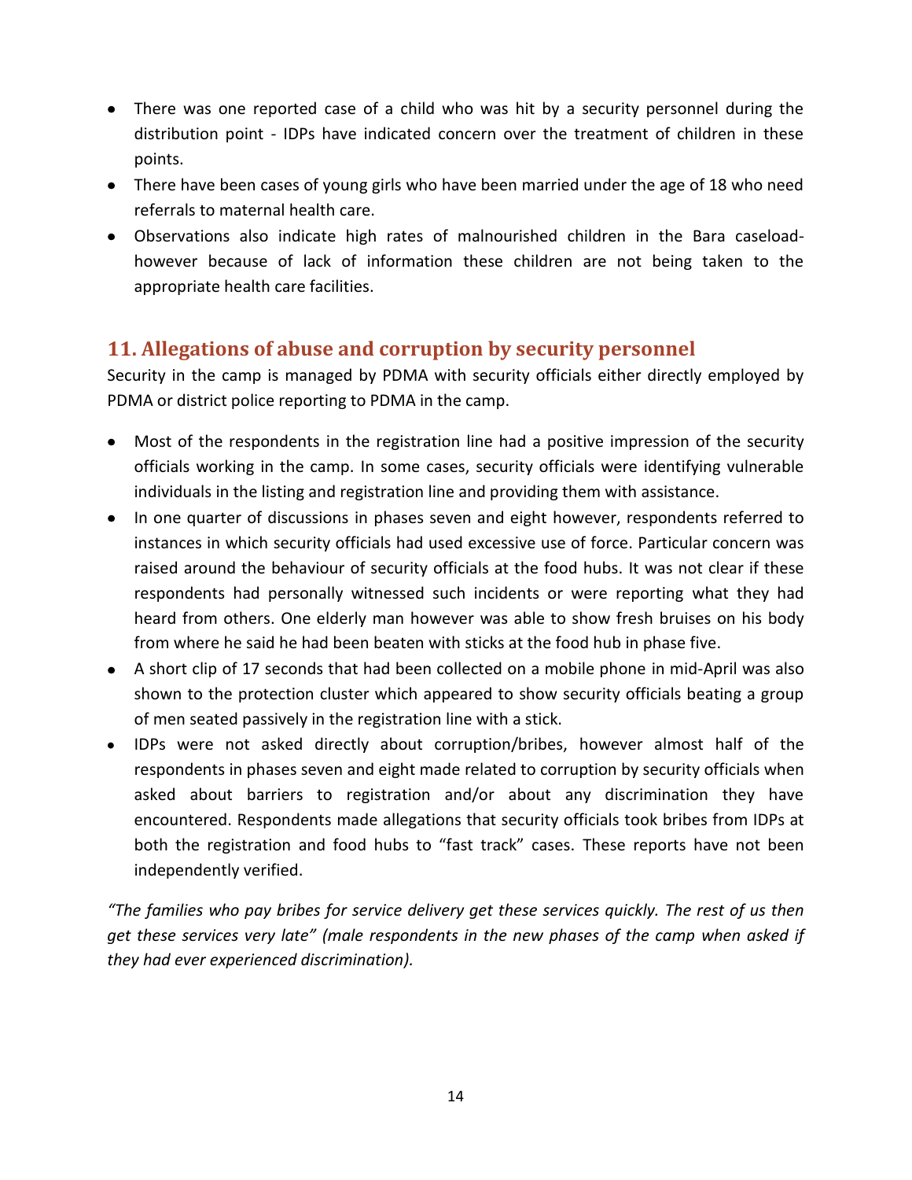- There was one reported case of a child who was hit by a security personnel during the distribution point - IDPs have indicated concern over the treatment of children in these points.
- There have been cases of young girls who have been married under the age of 18 who need referrals to maternal health care.
- Observations also indicate high rates of malnourished children in the Bara caseload- however because of lack of information these children are not being taken to the appropriate health care facilities.

## 11. Allegations of abuse and corruption by security personnel

Security in the camp is managed by PDMA with security officials either directly employed by PDMA or district police reporting to PDMA in the camp.

- Most of the respondents in the registration line had a positive impression of the security officials working in the camp. In some cases, security officials were identifying vulnerable individuals in the listing and registration line and providing them with assistance.
- In one quarter of discussions in phases seven and eight however, respondents referred to instances in which security officials had used excessive use of force. Particular concern was raised around the behaviour of security officials at the food hubs. It was not clear if these respondents had personally witnessed such incidents or were reporting what they had heard from others. One elderly man however was able to show fresh bruises on his body from where he said he had been beaten with sticks at the food hub in phase five.
- A short clip of 17 seconds that had been collected on a mobile phone in mid-April was also shown to the protection cluster which appeared to show security officials beating a group of men seated passively in the registration line with a stick.
- IDPs were not asked directly about corruption/bribes, however almost half of the respondents in phases seven and eight made related to corruption by security officials when asked about barriers to registration and/or about any discrimination they have encountered. Respondents made allegations that security officials took bribes from IDPs at both the registration and food hubs to "fast track" cases. These reports have not been independently verified.

*"The families who pay bribes for service delivery get these services quickly. The rest of us then get these services very late" (male respondents in the new phases of the camp when asked if they had ever experienced discrimination).*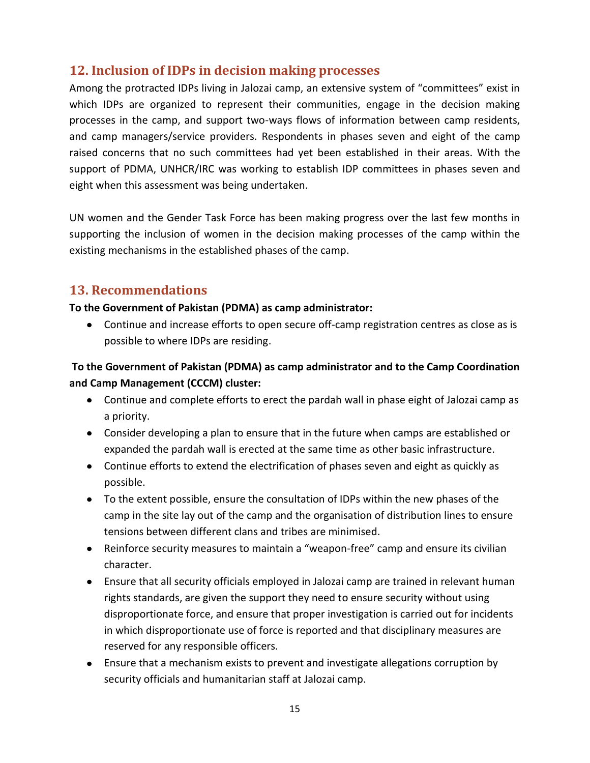## 12. Inclusion of IDPs in decision making processes

Among the protracted IDPs living in Jalozai camp, an extensive system of "committees" exist in which IDPs are organized to represent their communities, engage in the decision making processes in the camp, and support two-ways flows of information between camp residents, and camp managers/service providers. Respondents in phases seven and eight of the camp raised concerns that no such committees had yet been established in their areas. With the support of PDMA, UNHCR/IRC was working to establish IDP committees in phases seven and eight when this assessment was being undertaken.

UN women and the Gender Task Force has been making progress over the last few months in supporting the inclusion of women in the decision making processes of the camp within the existing mechanisms in the established phases of the camp.

## 13. Recommendations

**To the Government of Pakistan (PDMA) as camp administrator:**

- Continue and increase efforts to open secure off-camp registration centres as close as is possible to where IDPs are residing.

**To the Government of Pakistan (PDMA) as camp administrator and to the Camp Coordination and Camp Management (CCCM) cluster:**

- Continue and complete efforts to erect the pardah wall in phase eight of Jalozai camp as a priority.
- Consider developing a plan to ensure that in the future when camps are established or expanded the pardah wall is erected at the same time as other basic infrastructure.
- Continue efforts to extend the electrification of phases seven and eight as quickly as possible.
- To the extent possible, ensure the consultation of IDPs within the new phases of the camp in the site lay out of the camp and the organisation of distribution lines to ensure tensions between different clans and tribes are minimised.
- Reinforce security measures to maintain a "weapon-free" camp and ensure its civilian character.
- Ensure that all security officials employed in Jalozai camp are trained in relevant human rights standards, are given the support they need to ensure security without using disproportionate force, and ensure that proper investigation is carried out for incidents in which disproportionate use of force is reported and that disciplinary measures are reserved for any responsible officers.
- Ensure that a mechanism exists to prevent and investigate allegations corruption by security officials and humanitarian staff at Jalozai camp.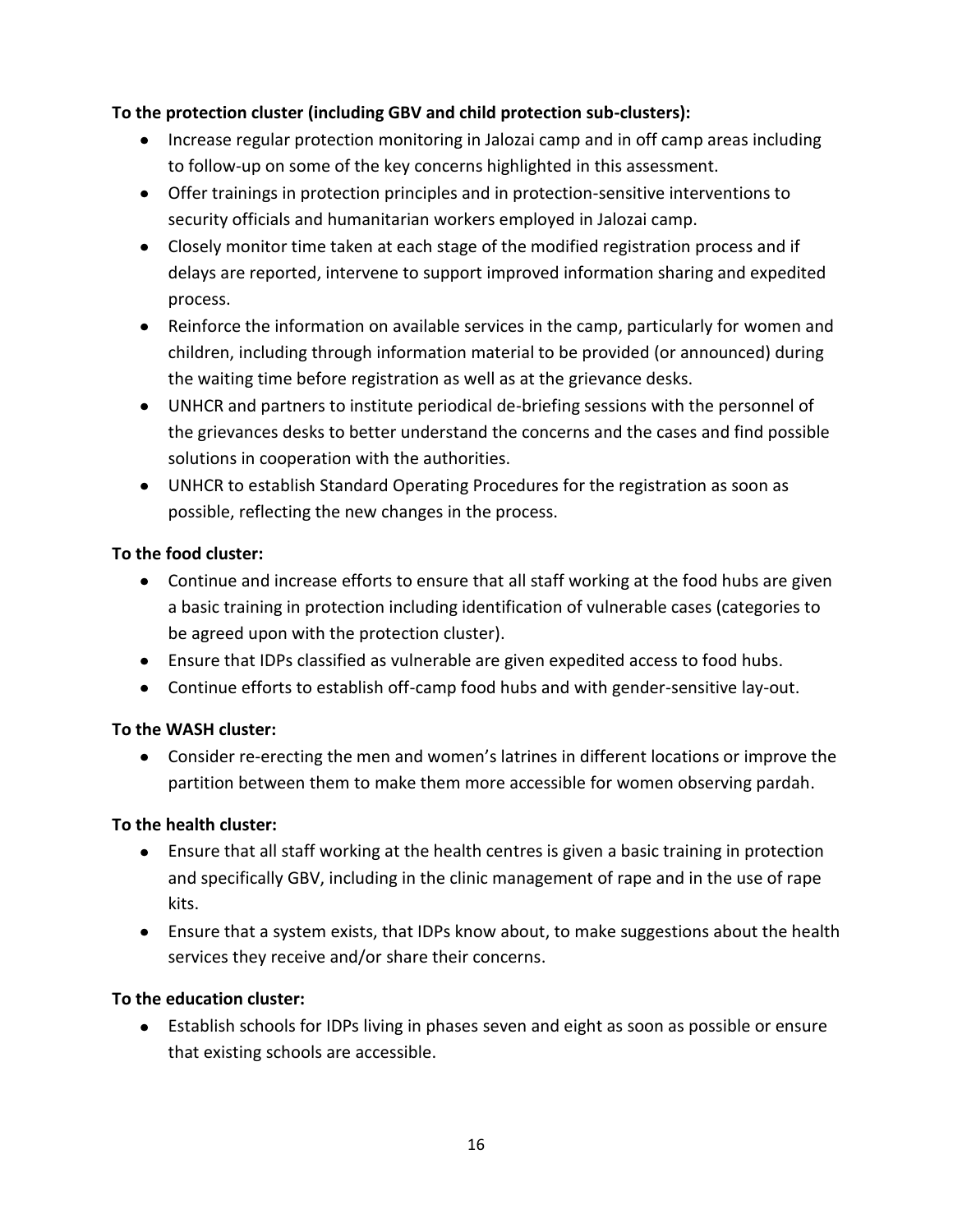**To the protection cluster (including GBV and child protection sub-clusters):**

- Increase regular protection monitoring in Jalozai camp and in off camp areas including to follow-up on some of the key concerns highlighted in this assessment.
- Offer trainings in protection principles and in protection-sensitive interventions to security officials and humanitarian workers employed in Jalozai camp.
- Closely monitor time taken at each stage of the modified registration process and if delays are reported, intervene to support improved information sharing and expedited process.
- Reinforce the information on available services in the camp, particularly for women and children, including through information material to be provided (or announced) during the waiting time before registration as well as at the grievance desks.
- UNHCR and partners to institute periodical de-briefing sessions with the personnel of the grievances desks to better understand the concerns and the cases and find possible solutions in cooperation with the authorities.
- UNHCR to establish Standard Operating Procedures for the registration as soon as possible, reflecting the new changes in the process.

**To the food cluster:**

- Continue and increase efforts to ensure that all staff working at the food hubs are given a basic training in protection including identification of vulnerable cases (categories to be agreed upon with the protection cluster).
- Ensure that IDPs classified as vulnerable are given expedited access to food hubs.
- Continue efforts to establish off-camp food hubs and with gender-sensitive lay-out.

**To the WASH cluster:**

- Consider re-erecting the men and women's latrines in different locations or improve the partition between them to make them more accessible for women observing pardah.

**To the health cluster:**

- Ensure that all staff working at the health centres is given a basic training in protection and specifically GBV, including in the clinic management of rape and in the use of rape kits.
- Ensure that a system exists, that IDPs know about, to make suggestions about the health services they receive and/or share their concerns.

**To the education cluster:**

- Establish schools for IDPs living in phases seven and eight as soon as possible or ensure that existing schools are accessible.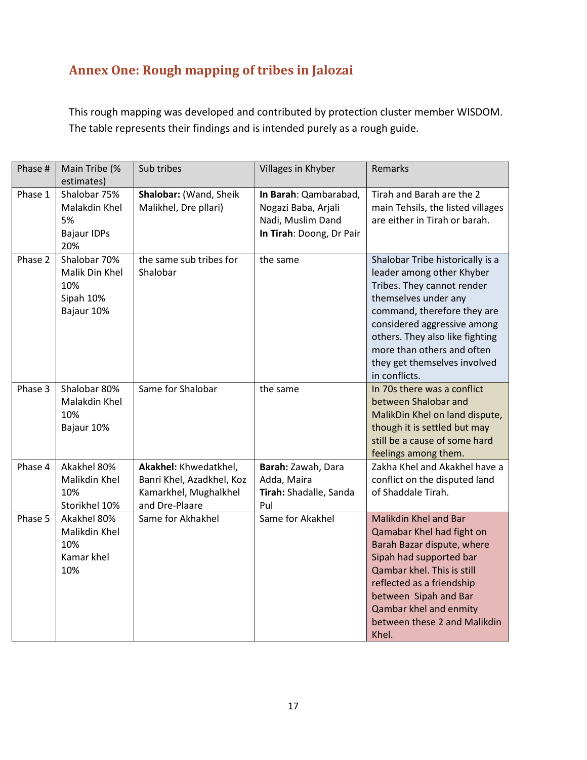## Annex One: Rough mapping of tribes in Jalozai

This rough mapping was developed and contributed by protection cluster member WISDOM. The table represents their findings and is intended purely as a rough guide.

| Phase # | Main Tribe (% estimates) | Sub tribes | Villages in Khyber | Remarks |
|---|---|---|---|---|
| Phase 1 | Shalobar 75%<br>Malakdin Khel 5%<br>Bajaur IDPs 20% | **Shalobar:** (Wand, Sheik Malikhel, Dre pllari) | **In Barah**: Qambarabad, Nogazi Baba, Arjali Nadi, Muslim Dand<br>**In Tirah**: Doong, Dr Pair | Tirah and Barah are the 2 main Tehsils, the listed villages are either in Tirah or barah. |
| Phase 2 | Shalobar 70%<br>Malik Din Khel 10%<br>Sipah 10%<br>Bajaur 10% | the same sub tribes for Shalobar | the same | Shalobar Tribe historically is a leader among other Khyber Tribes. They cannot render themselves under any command, therefore they are considered aggressive among others. They also like fighting more than others and often they get themselves involved in conflicts. |
| Phase 3 | Shalobar 80%<br>Malakdin Khel 10%<br>Bajaur 10% | Same for Shalobar | the same | In 70s there was a conflict between Shalobar and MalikDin Khel on land dispute, though it is settled but may still be a cause of some hard feelings among them. |
| Phase 4 | Akakhel 80%<br>Malikdin Khel 10%<br>Storikhel 10% | **Akakhel:** Khwedatkhel, Banri Khel, Azadkhel, Koz Kamarkhel, Mughalkhel and Dre-Plaare | **Barah:** Zawah, Dara Adda, Maira<br>**Tirah:** Shadalle, Sanda Pul | Zakha Khel and Akakhel have a conflict on the disputed land of Shaddale Tirah. |
| Phase 5 | Akakhel 80%<br>Malikdin Khel 10%<br>Kamar khel 10% | Same for Akhakhel | Same for Akakhel | Malikdin Khel and Bar Qamabar Khel had fight on Barah Bazar dispute, where Sipah had supported bar Qambar khel. This is still reflected as a friendship between Sipah and Bar Qambar khel and enmity between these 2 and Malikdin Khel. |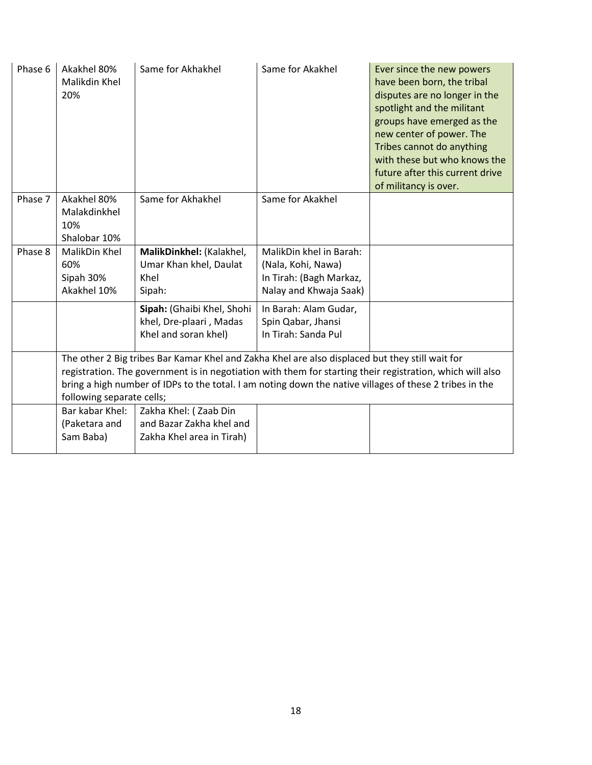| | | | | |
|---|---|---|---|---|
| Phase 6 | Akakhel 80%<br>Malikdin Khel 20% | Same for Akhakhel | Same for Akakhel | Ever since the new powers have been born, the tribal disputes are no longer in the spotlight and the militant groups have emerged as the new center of power. The Tribes cannot do anything with these but who knows the future after this current drive of militancy is over. |
| Phase 7 | Akakhel 80%<br>Malakdinkhel 10%<br>Shalobar 10% | Same for Akhakhel | Same for Akakhel | |
| Phase 8 | MalikDin Khel 60%<br>Sipah 30%<br>Akakhel 10% | **MalikDinkhel:** (Kalakhel, Umar Khan khel, Daulat Khel<br>Sipah: | MalikDin khel in Barah: (Nala, Kohi, Nawa)<br>In Tirah: (Bagh Markaz, Nalay and Khwaja Saak) | |
| | | **Sipah:** (Ghaibi Khel, Shohi khel, Dre-plaari , Madas Khel and soran khel) | In Barah: Alam Gudar, Spin Qabar, Jhansi<br>In Tirah: Sanda Pul | |
| | The other 2 Big tribes Bar Kamar Khel and Zakha Khel are also displaced but they still wait for registration. The government is in negotiation with them for starting their registration, which will also bring a high number of IDPs to the total. I am noting down the native villages of these 2 tribes in the following separate cells; | | | |
| | Bar kabar Khel: (Paketara and Sam Baba) | Zakha Khel: ( Zaab Din and Bazar Zakha khel and Zakha Khel area in Tirah) | | |